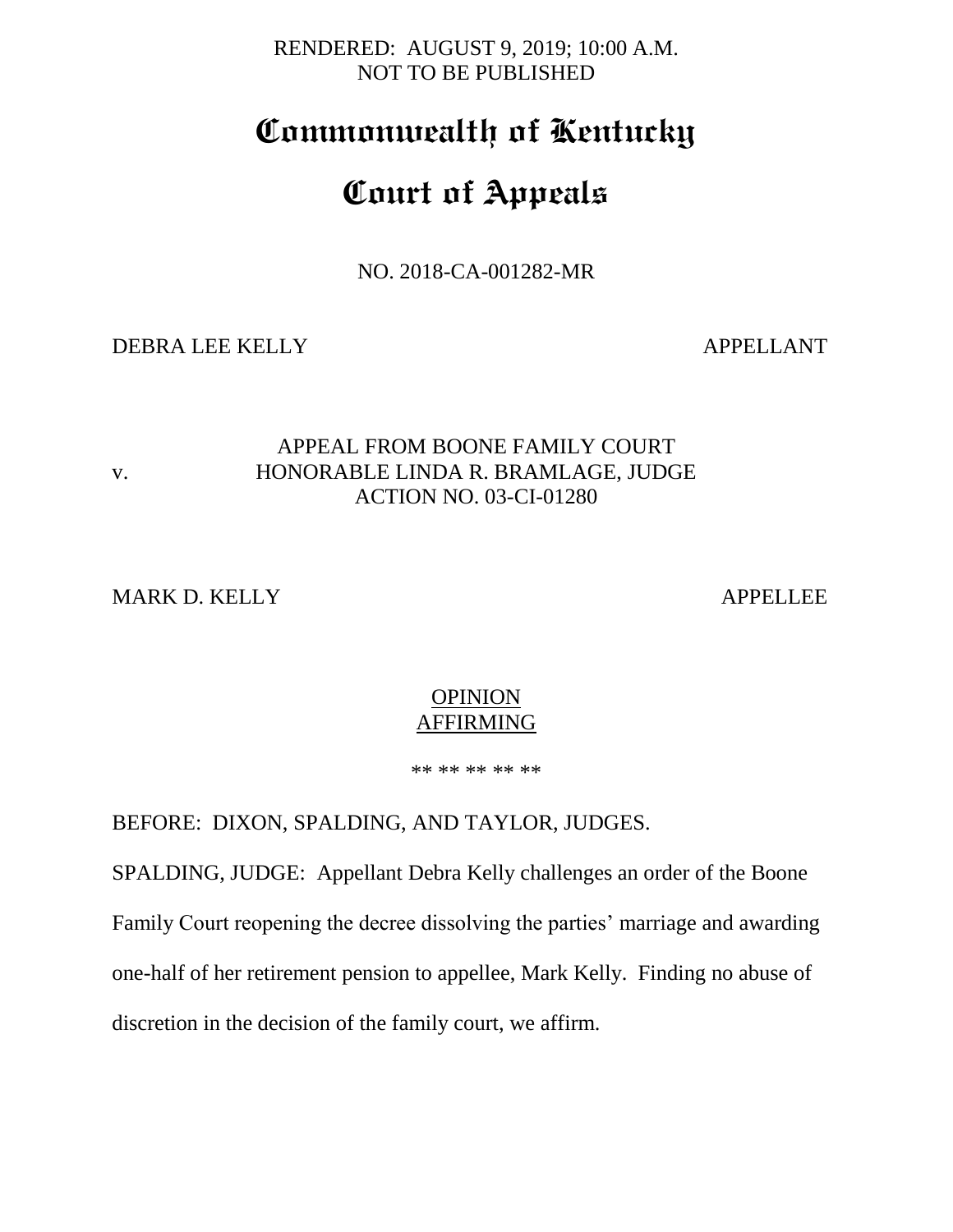RENDERED: AUGUST 9, 2019; 10:00 A.M.
NOT TO BE PUBLISHED

# Commonwealth of Kentucky

# Court of Appeals

NO. 2018-CA-001282-MR

DEBRA LEE KELLY APPELLANT

v.

APPEAL FROM BOONE FAMILY COURT
HONORABLE LINDA R. BRAMLAGE, JUDGE
ACTION NO. 03-CI-01280

MARK D. KELLY APPELLEE

OPINION
AFFIRMING

** ** ** ** **

BEFORE: DIXON, SPALDING, AND TAYLOR, JUDGES.

SPALDING, JUDGE: Appellant Debra Kelly challenges an order of the Boone Family Court reopening the decree dissolving the parties' marriage and awarding one-half of her retirement pension to appellee, Mark Kelly. Finding no abuse of discretion in the decision of the family court, we affirm.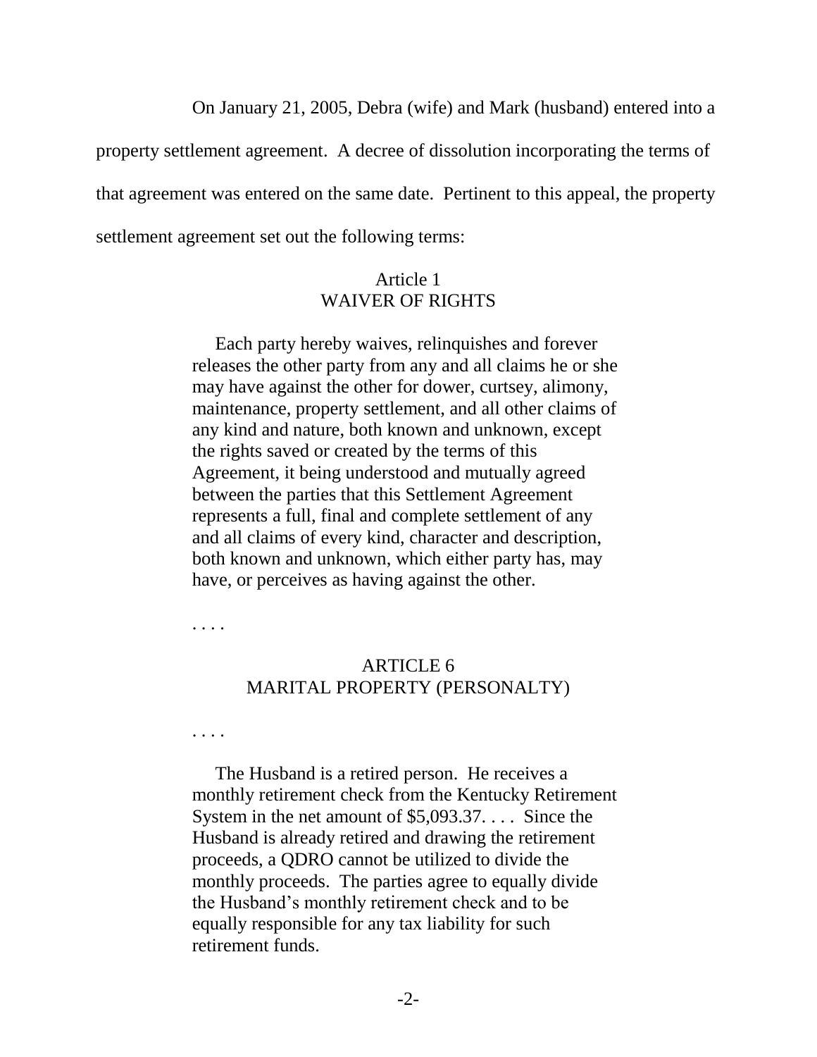On January 21, 2005, Debra (wife) and Mark (husband) entered into a property settlement agreement. A decree of dissolution incorporating the terms of that agreement was entered on the same date. Pertinent to this appeal, the property settlement agreement set out the following terms:

> Article 1
> WAIVER OF RIGHTS
>
> Each party hereby waives, relinquishes and forever releases the other party from any and all claims he or she may have against the other for dower, curtsey, alimony, maintenance, property settlement, and all other claims of any kind and nature, both known and unknown, except the rights saved or created by the terms of this Agreement, it being understood and mutually agreed between the parties that this Settlement Agreement represents a full, final and complete settlement of any and all claims of every kind, character and description, both known and unknown, which either party has, may have, or perceives as having against the other.
>
> . . . .
>
> ARTICLE 6
> MARITAL PROPERTY (PERSONALTY)
>
> . . . .
>
> The Husband is a retired person. He receives a monthly retirement check from the Kentucky Retirement System in the net amount of $5,093.37. . . . Since the Husband is already retired and drawing the retirement proceeds, a QDRO cannot be utilized to divide the monthly proceeds. The parties agree to equally divide the Husband's monthly retirement check and to be equally responsible for any tax liability for such retirement funds.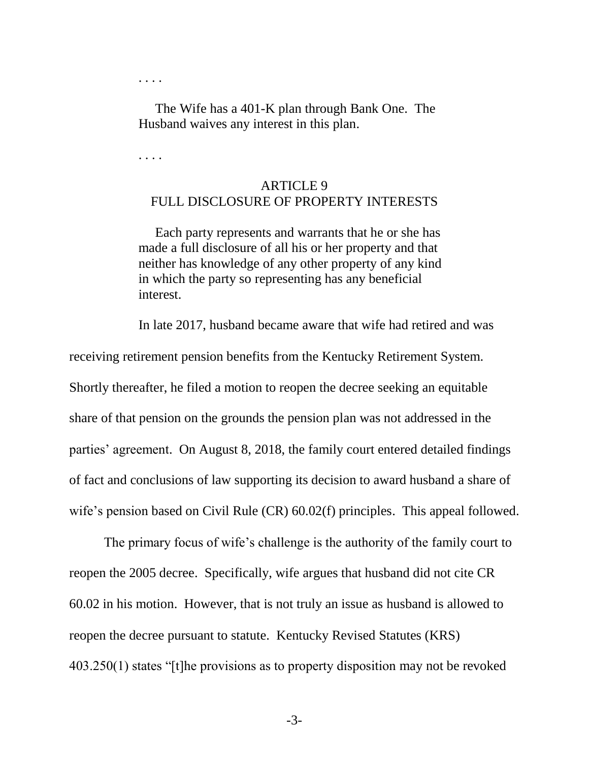> . . . .
>
> The Wife has a 401-K plan through Bank One. The Husband waives any interest in this plan.
>
> . . . .
>
> ARTICLE 9
> FULL DISCLOSURE OF PROPERTY INTERESTS
>
> Each party represents and warrants that he or she has made a full disclosure of all his or her property and that neither has knowledge of any other property of any kind in which the party so representing has any beneficial interest.

In late 2017, husband became aware that wife had retired and was receiving retirement pension benefits from the Kentucky Retirement System. Shortly thereafter, he filed a motion to reopen the decree seeking an equitable share of that pension on the grounds the pension plan was not addressed in the parties' agreement. On August 8, 2018, the family court entered detailed findings of fact and conclusions of law supporting its decision to award husband a share of wife's pension based on Civil Rule (CR) 60.02(f) principles. This appeal followed.

The primary focus of wife's challenge is the authority of the family court to reopen the 2005 decree. Specifically, wife argues that husband did not cite CR 60.02 in his motion. However, that is not truly an issue as husband is allowed to reopen the decree pursuant to statute. Kentucky Revised Statutes (KRS) 403.250(1) states "[t]he provisions as to property disposition may not be revoked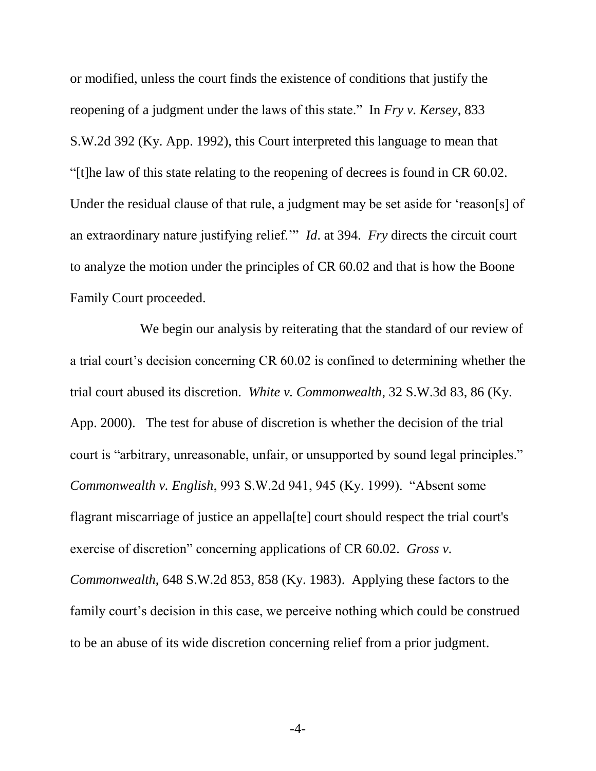or modified, unless the court finds the existence of conditions that justify the reopening of a judgment under the laws of this state." In *Fry v. Kersey*, 833 S.W.2d 392 (Ky. App. 1992), this Court interpreted this language to mean that "[t]he law of this state relating to the reopening of decrees is found in CR 60.02. Under the residual clause of that rule, a judgment may be set aside for 'reason[s] of an extraordinary nature justifying relief.'" *Id*. at 394. *Fry* directs the circuit court to analyze the motion under the principles of CR 60.02 and that is how the Boone Family Court proceeded.

We begin our analysis by reiterating that the standard of our review of a trial court's decision concerning CR 60.02 is confined to determining whether the trial court abused its discretion. *White v. Commonwealth*, 32 S.W.3d 83, 86 (Ky. App. 2000). The test for abuse of discretion is whether the decision of the trial court is "arbitrary, unreasonable, unfair, or unsupported by sound legal principles." *Commonwealth v. English*, 993 S.W.2d 941, 945 (Ky. 1999). "Absent some flagrant miscarriage of justice an appella[te] court should respect the trial court's exercise of discretion" concerning applications of CR 60.02. *Gross v. Commonwealth*, 648 S.W.2d 853, 858 (Ky. 1983). Applying these factors to the family court's decision in this case, we perceive nothing which could be construed to be an abuse of its wide discretion concerning relief from a prior judgment.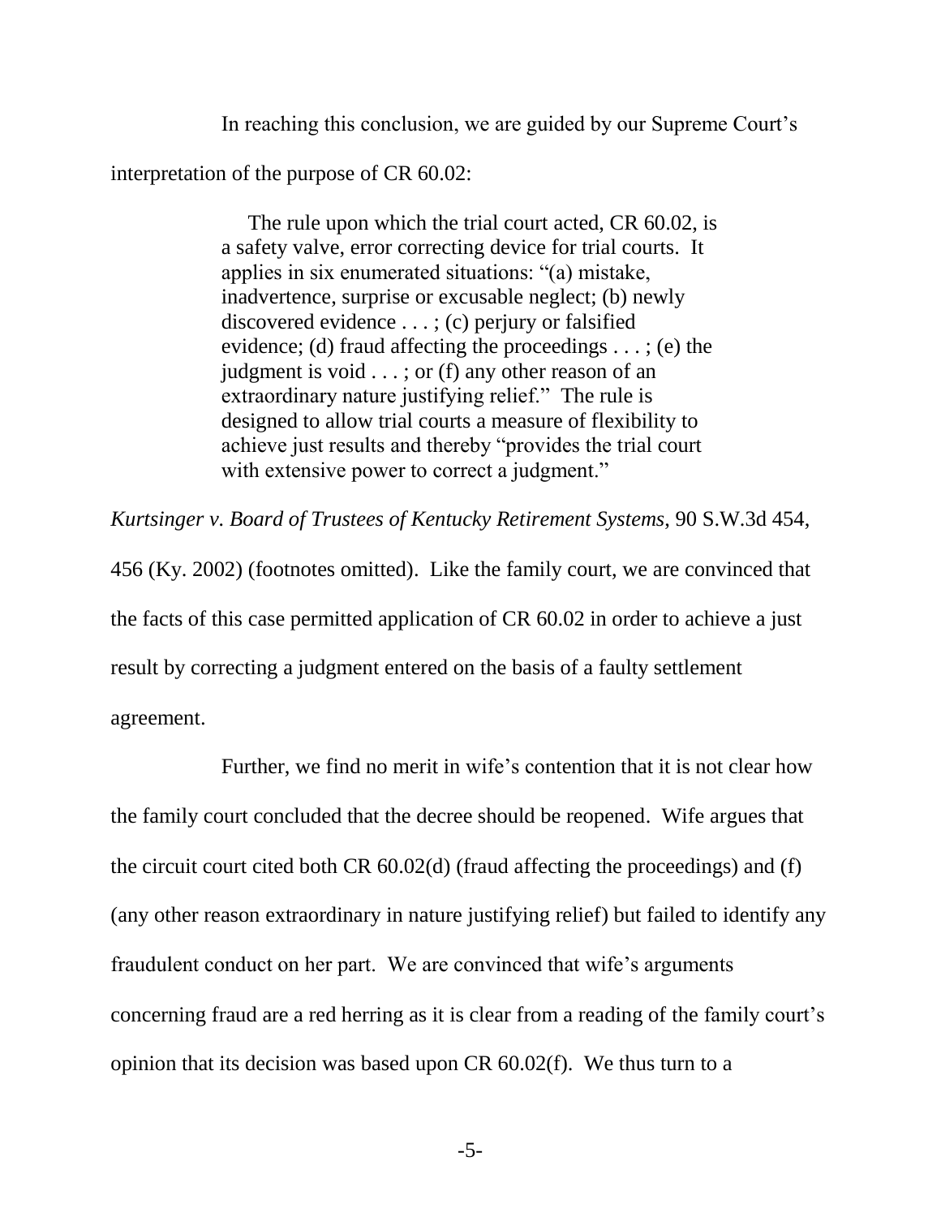In reaching this conclusion, we are guided by our Supreme Court's interpretation of the purpose of CR 60.02:

> The rule upon which the trial court acted, CR 60.02, is a safety valve, error correcting device for trial courts. It applies in six enumerated situations: "(a) mistake, inadvertence, surprise or excusable neglect; (b) newly discovered evidence . . . ; (c) perjury or falsified evidence; (d) fraud affecting the proceedings . . . ; (e) the judgment is void . . . ; or (f) any other reason of an extraordinary nature justifying relief." The rule is designed to allow trial courts a measure of flexibility to achieve just results and thereby "provides the trial court with extensive power to correct a judgment."

*Kurtsinger v. Board of Trustees of Kentucky Retirement Systems*, 90 S.W.3d 454, 456 (Ky. 2002) (footnotes omitted). Like the family court, we are convinced that the facts of this case permitted application of CR 60.02 in order to achieve a just result by correcting a judgment entered on the basis of a faulty settlement agreement.

Further, we find no merit in wife's contention that it is not clear how the family court concluded that the decree should be reopened. Wife argues that the circuit court cited both CR 60.02(d) (fraud affecting the proceedings) and (f) (any other reason extraordinary in nature justifying relief) but failed to identify any fraudulent conduct on her part. We are convinced that wife's arguments concerning fraud are a red herring as it is clear from a reading of the family court's opinion that its decision was based upon CR 60.02(f). We thus turn to a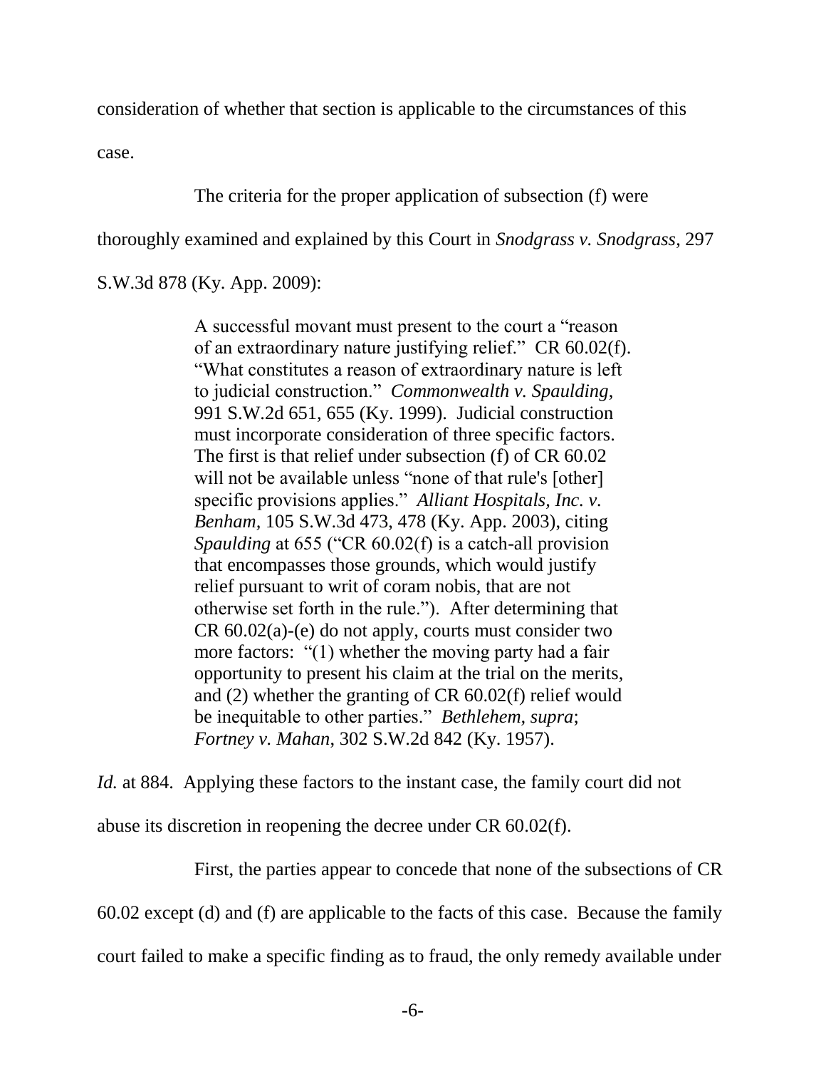consideration of whether that section is applicable to the circumstances of this case.

The criteria for the proper application of subsection (f) were thoroughly examined and explained by this Court in *Snodgrass v. Snodgrass*, 297 S.W.3d 878 (Ky. App. 2009):

> A successful movant must present to the court a "reason of an extraordinary nature justifying relief." CR 60.02(f). "What constitutes a reason of extraordinary nature is left to judicial construction." *Commonwealth v. Spaulding*, 991 S.W.2d 651, 655 (Ky. 1999). Judicial construction must incorporate consideration of three specific factors. The first is that relief under subsection (f) of CR 60.02 will not be available unless "none of that rule's [other] specific provisions applies." *Alliant Hospitals, Inc. v. Benham*, 105 S.W.3d 473, 478 (Ky. App. 2003), citing *Spaulding* at 655 ("CR 60.02(f) is a catch-all provision that encompasses those grounds, which would justify relief pursuant to writ of coram nobis, that are not otherwise set forth in the rule."). After determining that CR 60.02(a)-(e) do not apply, courts must consider two more factors: "(1) whether the moving party had a fair opportunity to present his claim at the trial on the merits, and (2) whether the granting of CR 60.02(f) relief would be inequitable to other parties." *Bethlehem, supra*; *Fortney v. Mahan*, 302 S.W.2d 842 (Ky. 1957).

*Id.* at 884. Applying these factors to the instant case, the family court did not abuse its discretion in reopening the decree under CR 60.02(f).

First, the parties appear to concede that none of the subsections of CR 60.02 except (d) and (f) are applicable to the facts of this case. Because the family court failed to make a specific finding as to fraud, the only remedy available under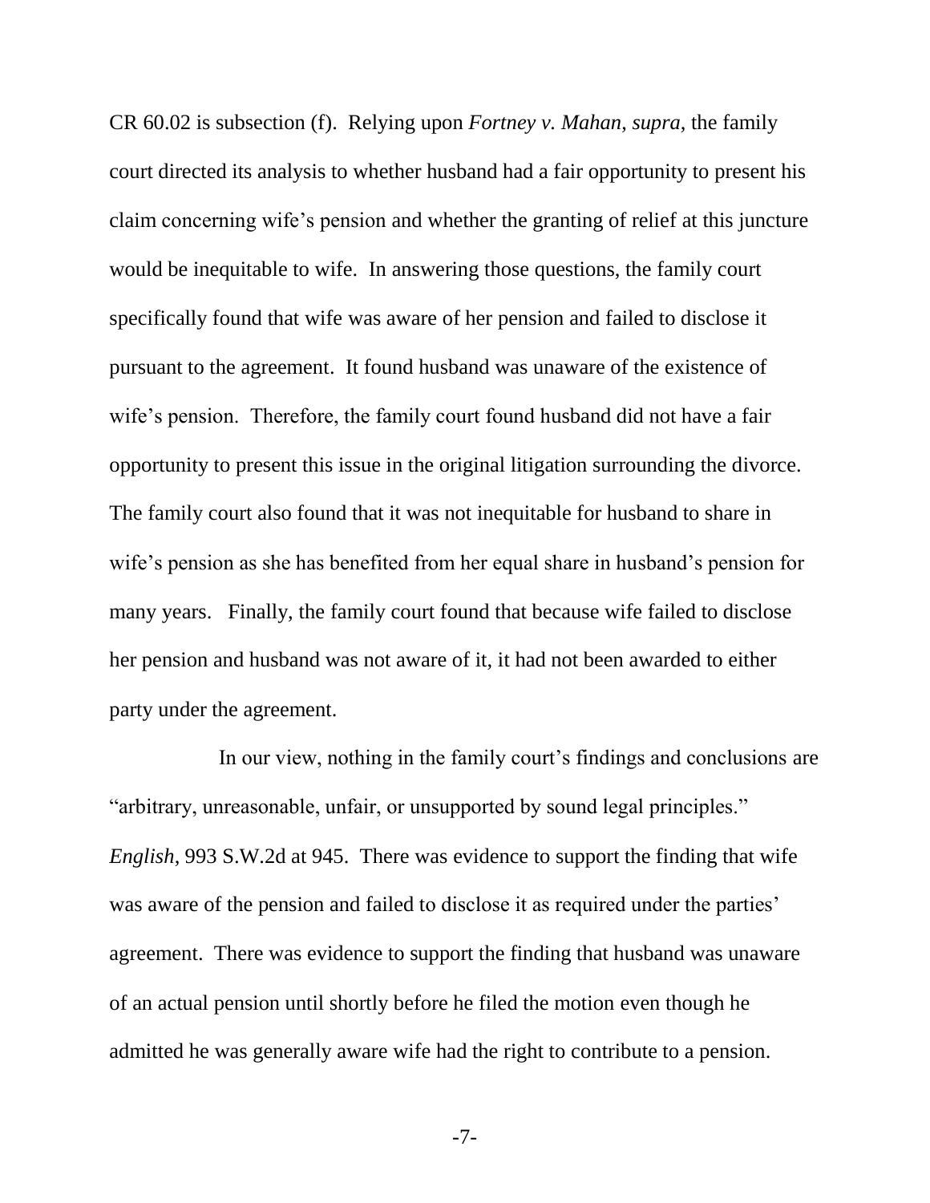CR 60.02 is subsection (f). Relying upon *Fortney v. Mahan*, *supra*, the family court directed its analysis to whether husband had a fair opportunity to present his claim concerning wife's pension and whether the granting of relief at this juncture would be inequitable to wife. In answering those questions, the family court specifically found that wife was aware of her pension and failed to disclose it pursuant to the agreement. It found husband was unaware of the existence of wife's pension. Therefore, the family court found husband did not have a fair opportunity to present this issue in the original litigation surrounding the divorce. The family court also found that it was not inequitable for husband to share in wife's pension as she has benefited from her equal share in husband's pension for many years. Finally, the family court found that because wife failed to disclose her pension and husband was not aware of it, it had not been awarded to either party under the agreement.

In our view, nothing in the family court's findings and conclusions are "arbitrary, unreasonable, unfair, or unsupported by sound legal principles." *English*, 993 S.W.2d at 945. There was evidence to support the finding that wife was aware of the pension and failed to disclose it as required under the parties' agreement. There was evidence to support the finding that husband was unaware of an actual pension until shortly before he filed the motion even though he admitted he was generally aware wife had the right to contribute to a pension.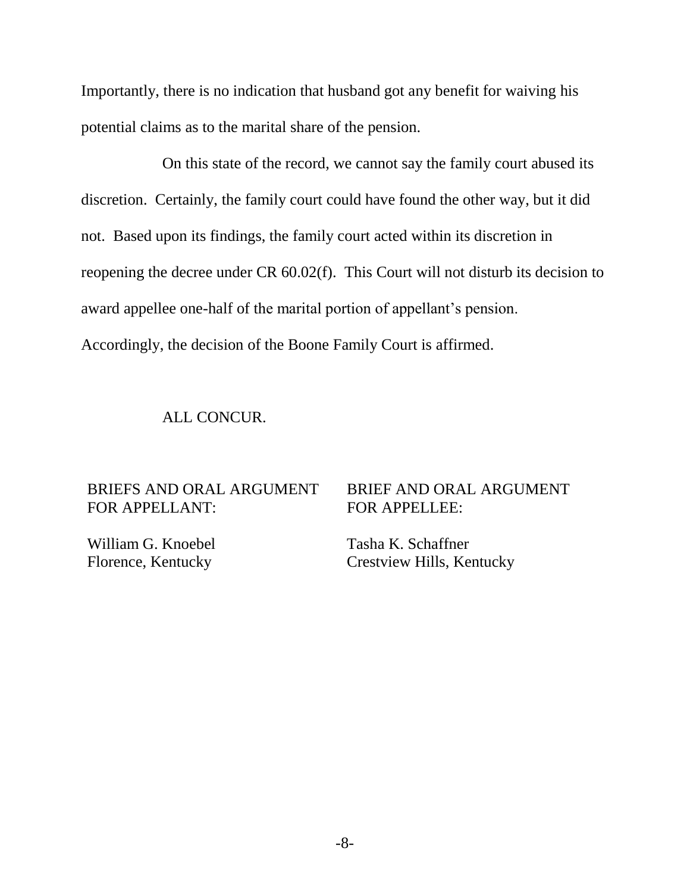Importantly, there is no indication that husband got any benefit for waiving his potential claims as to the marital share of the pension.

On this state of the record, we cannot say the family court abused its discretion. Certainly, the family court could have found the other way, but it did not. Based upon its findings, the family court acted within its discretion in reopening the decree under CR 60.02(f). This Court will not disturb its decision to award appellee one-half of the marital portion of appellant's pension. Accordingly, the decision of the Boone Family Court is affirmed.

ALL CONCUR.

BRIEFS AND ORAL ARGUMENT FOR APPELLANT:

William G. Knoebel
Florence, Kentucky

BRIEF AND ORAL ARGUMENT FOR APPELLEE:

Tasha K. Schaffner
Crestview Hills, Kentucky